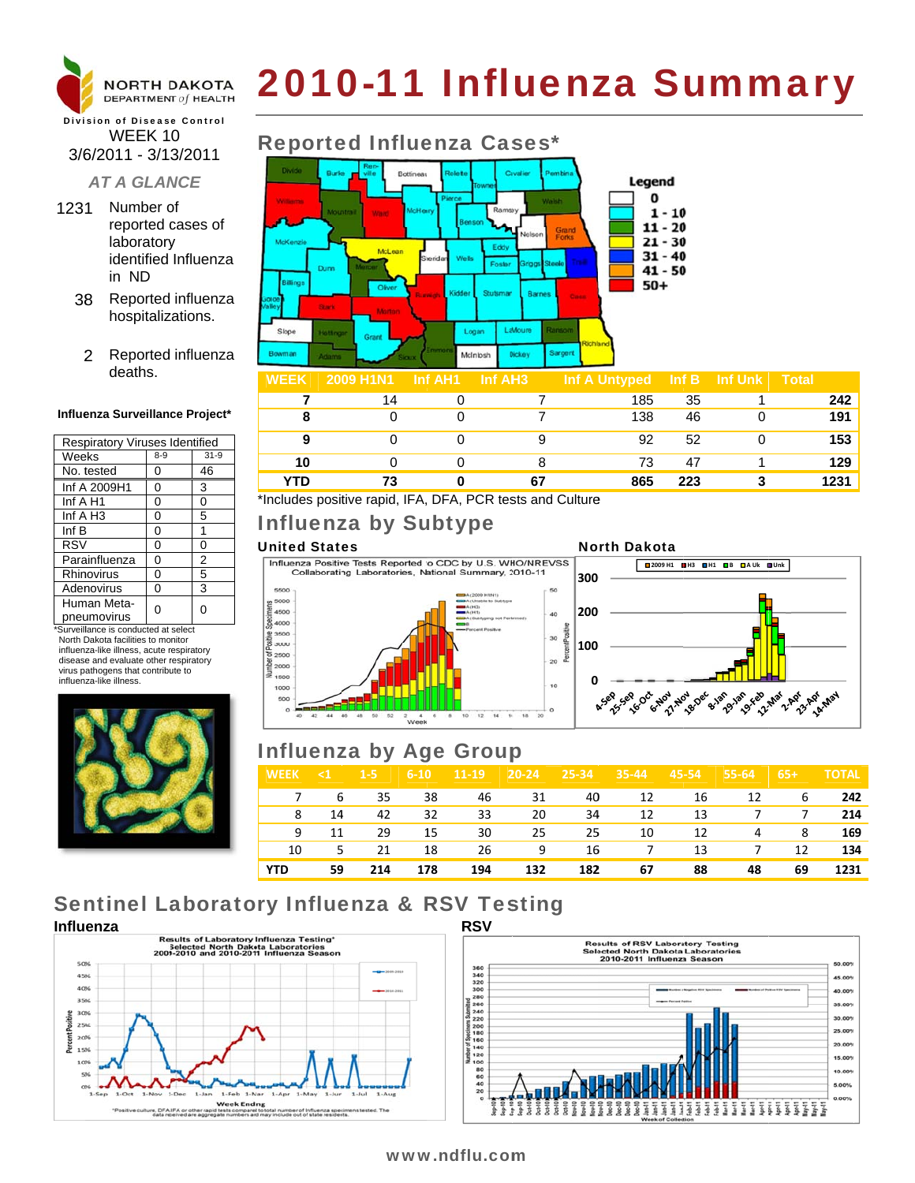NORTH DAKOTA DEPARTMENT of HEALTH

Division of Disease Control

# 2010-11 Influenza Summary

WEEK 10
3/6/2011 - 3/13/2011

*AT A GLANCE*

1231 Number of reported cases of laboratory identified Influenza in ND

38 Reported influenza hospitalizations.

2 Reported influenza deaths.

## Reported Influenza Cases*

| WEEK | 2009 H1N1 | Inf AH1 | Inf AH3 | Inf A Untyped | Inf B | Inf Unk | Total |
|---|---|---|---|---|---|---|---|
| 7 | 14 | 0 | 7 | 185 | 35 | 1 | 242 |
| 8 | 0 | 0 | 7 | 138 | 46 | 0 | 191 |
| 9 | 0 | 0 | 9 | 92 | 52 | 0 | 153 |
| 10 | 0 | 0 | 8 | 73 | 47 | 1 | 129 |
| YTD | 73 | 0 | 67 | 865 | 223 | 3 | 1231 |

*Includes positive rapid, IFA, DFA, PCR tests and Culture

**Influenza Surveillance Project***

| Respiratory Viruses Identified | | |
|---|---|---|
| Weeks | 8-9 | 31-9 |
| No. tested | 0 | 46 |
| Inf A 2009H1 | 0 | 3 |
| Inf A H1 | 0 | 0 |
| Inf A H3 | 0 | 5 |
| Inf B | 0 | 1 |
| RSV | 0 | 0 |
| Parainfluenza | 0 | 2 |
| Rhinovirus | 0 | 5 |
| Adenovirus | 0 | 3 |
| Human Meta-pneumovirus | 0 | 0 |

*Surveillance is conducted at select North Dakota facilities to monitor influenza-like illness, acute respiratory disease and evaluate other respiratory virus pathogens that contribute to influenza-like illness.

## Influenza by Subtype

**United States**

**North Dakota**

## Influenza by Age Group

| WEEK | <1 | 1-5 | 6-10 | 11-19 | 20-24 | 25-34 | 35-44 | 45-54 | 55-64 | 65+ | TOTAL |
|---|---|---|---|---|---|---|---|---|---|---|---|
| 7 | 6 | 35 | 38 | 46 | 31 | 40 | 12 | 16 | 12 | 6 | 242 |
| 8 | 14 | 42 | 32 | 33 | 20 | 34 | 12 | 13 | 7 | 7 | 214 |
| 9 | 11 | 29 | 15 | 30 | 25 | 25 | 10 | 12 | 4 | 8 | 169 |
| 10 | 5 | 21 | 18 | 26 | 9 | 16 | 7 | 13 | 7 | 12 | 134 |
| YTD | 59 | 214 | 178 | 194 | 132 | 182 | 67 | 88 | 48 | 69 | 1231 |

## Sentinel Laboratory Influenza & RSV Testing

**Influenza**

**RSV**

www.ndflu.com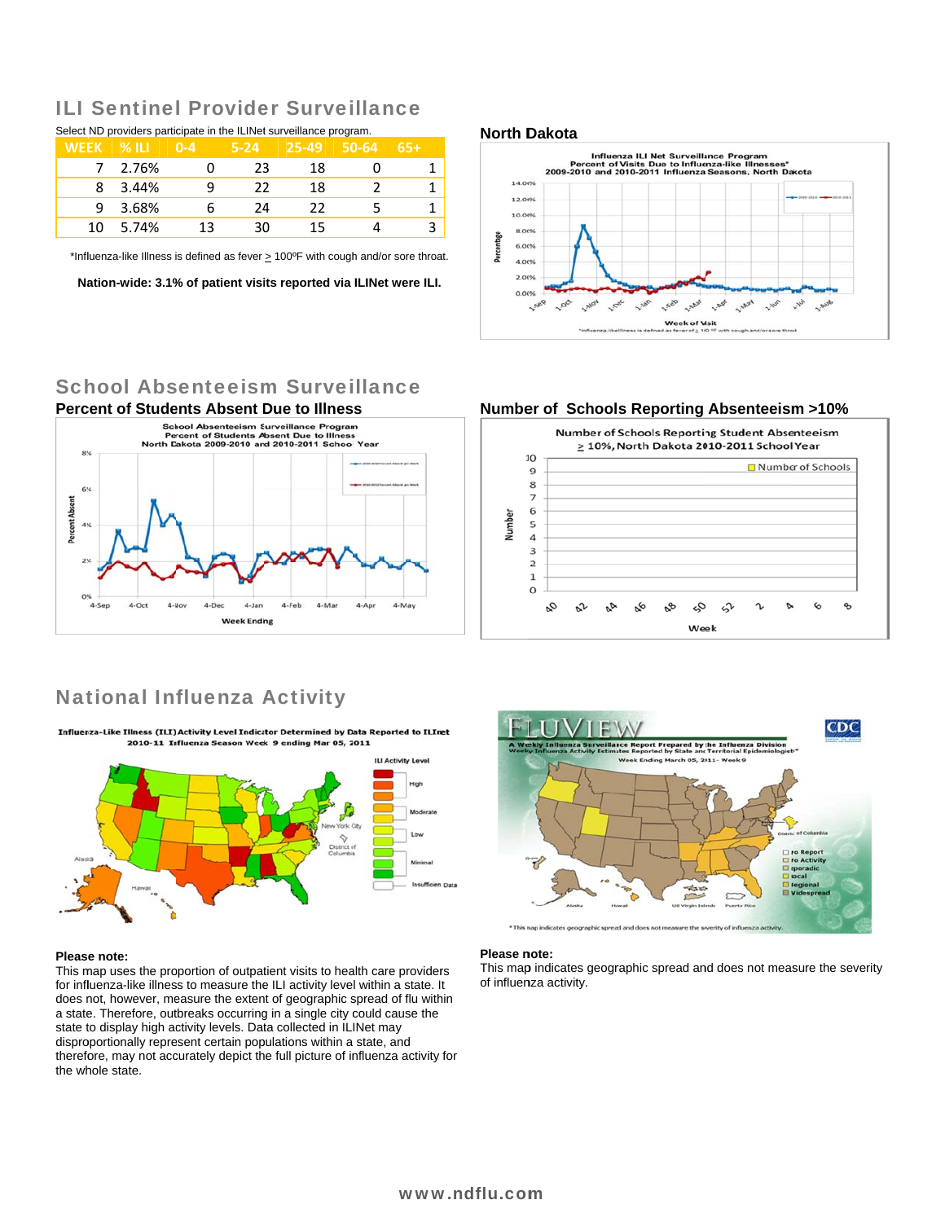## ILI Sentinel Provider Surveillance

Select ND providers participate in the ILINet surveillance program.

| WEEK | % ILI | 0-4 | 5-24 | 25-49 | 50-64 | 65+ |
|---|---|---|---|---|---|---|
| 7 | 2.76% | 0 | 23 | 18 | 0 | 1 |
| 8 | 3.44% | 9 | 22 | 18 | 2 | 1 |
| 9 | 3.68% | 6 | 24 | 22 | 5 | 1 |
| 10 | 5.74% | 13 | 30 | 15 | 4 | 3 |

*Influenza-like Illness is defined as fever ≥ 100ºF with cough and/or sore throat.

**Nation-wide: 3.1% of patient visits reported via ILINet were ILI.**

### North Dakota

Influenza ILI Net Surveillance Program
Percent of Visits Due to Influenza-like Illnesses*
2009-2010 and 2010-2011 Influenza Seasons, North Dakota

14.00%
12.00%
10.00%
8.00%
6.00%
4.00%
2.00%
0.00%

Percentage

1-Sep 1-Oct 1-Nov 1-Dec 1-Jan 1-Feb 1-Mar 1-Apr 1-May 1-Jun 1-Jul 1-Aug

Week of Visit

2009-2010 2010-2011

*Influenza-like illness is defined as fever of ≥ 100 °F with cough and/or sore throat

## School Absenteeism Surveillance

### Percent of Students Absent Due to Illness

School Absenteeism Surveillance Program
Percent of Students Absent Due to Illness
North Dakota 2009-2010 and 2010-2011 School Year

8%
6%
4%
2%
0%

Percent Absent

4-Sep 4-Oct 4-Nov 4-Dec 4-Jan 4-Feb 4-Mar 4-Apr 4-May

Week Ending

2009-2010 Percent Absent per Week
2010-2011 Percent Absent per Week

### Number of Schools Reporting Absenteeism >10%

Number of Schools Reporting Student Absenteeism ≥ 10%, North Dakota 2010-2011 School Year

10
9
8
7
6
5
4
3
2
1
0

Number

Number of Schools

40 42 44 46 48 50 52 2 4 6 8

Week

## National Influenza Activity

Influenza-Like Illness (ILI) Activity Level Indicator Determined by Data Reported to ILINet
2010-11 Influenza Season Week 9 ending Mar 05, 2011

ILI Activity Level

High
Moderate
Low
Minimal
Insufficient Data

New York City
District of Columbia
Alaska
Hawaii

FLUVIEW

A Weekly Influenza Surveillance Report Prepared by the Influenza Division
Weekly Influenza Activity Estimates Reported by State and Territorial Epidemiologists*
Week Ending March 05, 2011- Week 9

District of Columbia

No Report
No Activity
Sporadic
Local
Regional
Widespread

Alaska Hawaii US Virgin Islands Puerto Rico

*This map indicates geographic spread and does not measure the severity of influenza activity.

**Please note:**
This map uses the proportion of outpatient visits to health care providers for influenza-like illness to measure the ILI activity level within a state. It does not, however, measure the extent of geographic spread of flu within a state. Therefore, outbreaks occurring in a single city could cause the state to display high activity levels. Data collected in ILINet may disproportionally represent certain populations within a state, and therefore, may not accurately depict the full picture of influenza activity for the whole state.

**Please note:**
This map indicates geographic spread and does not measure the severity of influenza activity.

www.ndflu.com